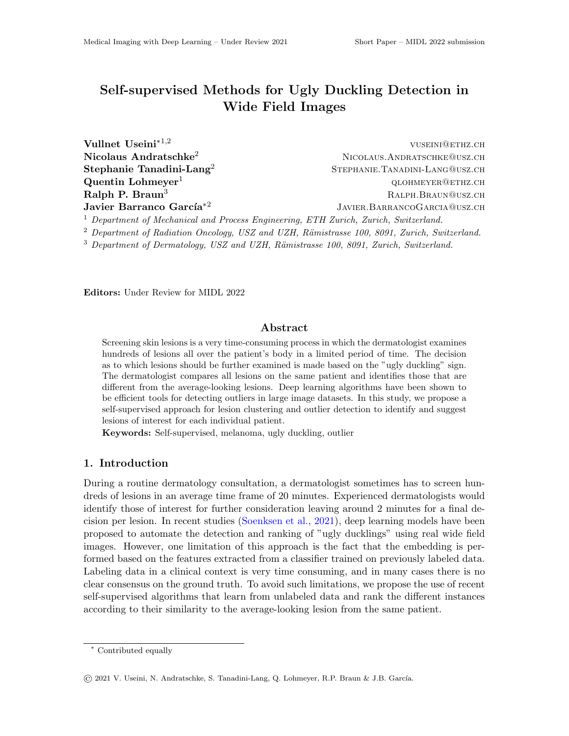# Self-supervised Methods for Ugly Duckling Detection in Wide Field Images

**Vullnet Useini**[*1,2] VUSEINI@ETHZ.CH
**Nicolaus Andratschke**[2] NICOLAUS.ANDRATSCHKE@USZ.CH
**Stephanie Tanadini-Lang**[2] STEPHANIE.TANADINI-LANG@USZ.CH
**Quentin Lohmeyer**[1] QLOHMEYER@ETHZ.CH
**Ralph P. Braun**[3] RALPH.BRAUN@USZ.CH
**Javier Barranco García**[*2] JAVIER.BARRANCOGARCIA@USZ.CH

[1] *Department of Mechanical and Process Engineering, ETH Zurich, Zurich, Switzerland.*
[2] *Department of Radiation Oncology, USZ and UZH, Rämistrasse 100, 8091, Zurich, Switzerland.*
[3] *Department of Dermatology, USZ and UZH, Rämistrasse 100, 8091, Zurich, Switzerland.*

**Editors:** Under Review for MIDL 2022

## Abstract

Screening skin lesions is a very time-consuming process in which the dermatologist examines hundreds of lesions all over the patient's body in a limited period of time. The decision as to which lesions should be further examined is made based on the "ugly duckling" sign. The dermatologist compares all lesions on the same patient and identifies those that are different from the average-looking lesions. Deep learning algorithms have been shown to be efficient tools for detecting outliers in large image datasets. In this study, we propose a self-supervised approach for lesion clustering and outlier detection to identify and suggest lesions of interest for each individual patient.

**Keywords:** Self-supervised, melanoma, ugly duckling, outlier

## 1. Introduction

During a routine dermatology consultation, a dermatologist sometimes has to screen hundreds of lesions in an average time frame of 20 minutes. Experienced dermatologists would identify those of interest for further consideration leaving around 2 minutes for a final decision per lesion. In recent studies (Soenksen et al., 2021), deep learning models have been proposed to automate the detection and ranking of "ugly ducklings" using real wide field images. However, one limitation of this approach is the fact that the embedding is performed based on the features extracted from a classifier trained on previously labeled data. Labeling data in a clinical context is very time consuming, and in many cases there is no clear consensus on the ground truth. To avoid such limitations, we propose the use of recent self-supervised algorithms that learn from unlabeled data and rank the different instances according to their similarity to the average-looking lesion from the same patient.

[*] Contributed equally

© 2021 V. Useini, N. Andratschke, S. Tanadini-Lang, Q. Lohmeyer, R.P. Braun & J.B. García.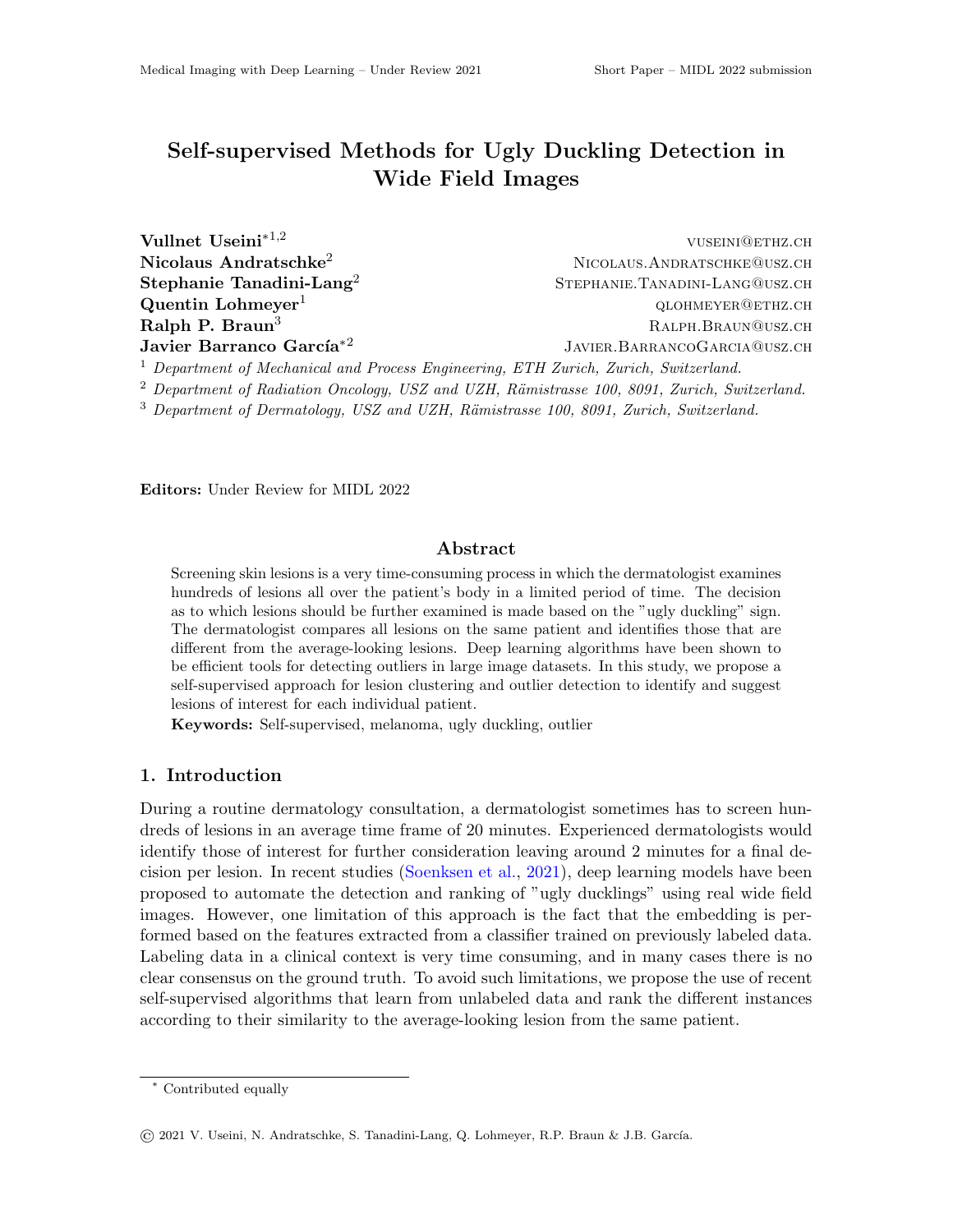# Self-supervised Methods for Ugly Duckling Detection in Wide Field Images

**Vullnet Useini**[*1,2] vuseini@ethz.ch
**Nicolaus Andratschke**[2] Nicolaus.Andratschke@usz.ch
**Stephanie Tanadini-Lang**[2] Stephanie.Tanadini-Lang@usz.ch
**Quentin Lohmeyer**[1] qlohmeyer@ethz.ch
**Ralph P. Braun**[3] Ralph.Braun@usz.ch
**Javier Barranco García**[*2] Javier.BarrancoGarcia@usz.ch

[1] *Department of Mechanical and Process Engineering, ETH Zurich, Zurich, Switzerland.*
[2] *Department of Radiation Oncology, USZ and UZH, Rämistrasse 100, 8091, Zurich, Switzerland.*
[3] *Department of Dermatology, USZ and UZH, Rämistrasse 100, 8091, Zurich, Switzerland.*

**Editors:** Under Review for MIDL 2022

## Abstract

Screening skin lesions is a very time-consuming process in which the dermatologist examines hundreds of lesions all over the patient's body in a limited period of time. The decision as to which lesions should be further examined is made based on the "ugly duckling" sign. The dermatologist compares all lesions on the same patient and identifies those that are different from the average-looking lesions. Deep learning algorithms have been shown to be efficient tools for detecting outliers in large image datasets. In this study, we propose a self-supervised approach for lesion clustering and outlier detection to identify and suggest lesions of interest for each individual patient.

**Keywords:** Self-supervised, melanoma, ugly duckling, outlier

## 1. Introduction

During a routine dermatology consultation, a dermatologist sometimes has to screen hundreds of lesions in an average time frame of 20 minutes. Experienced dermatologists would identify those of interest for further consideration leaving around 2 minutes for a final decision per lesion. In recent studies (Soenksen et al., 2021), deep learning models have been proposed to automate the detection and ranking of "ugly ducklings" using real wide field images. However, one limitation of this approach is the fact that the embedding is performed based on the features extracted from a classifier trained on previously labeled data. Labeling data in a clinical context is very time consuming, and in many cases there is no clear consensus on the ground truth. To avoid such limitations, we propose the use of recent self-supervised algorithms that learn from unlabeled data and rank the different instances according to their similarity to the average-looking lesion from the same patient.

[*] Contributed equally

© 2021 V. Useini, N. Andratschke, S. Tanadini-Lang, Q. Lohmeyer, R.P. Braun & J.B. García.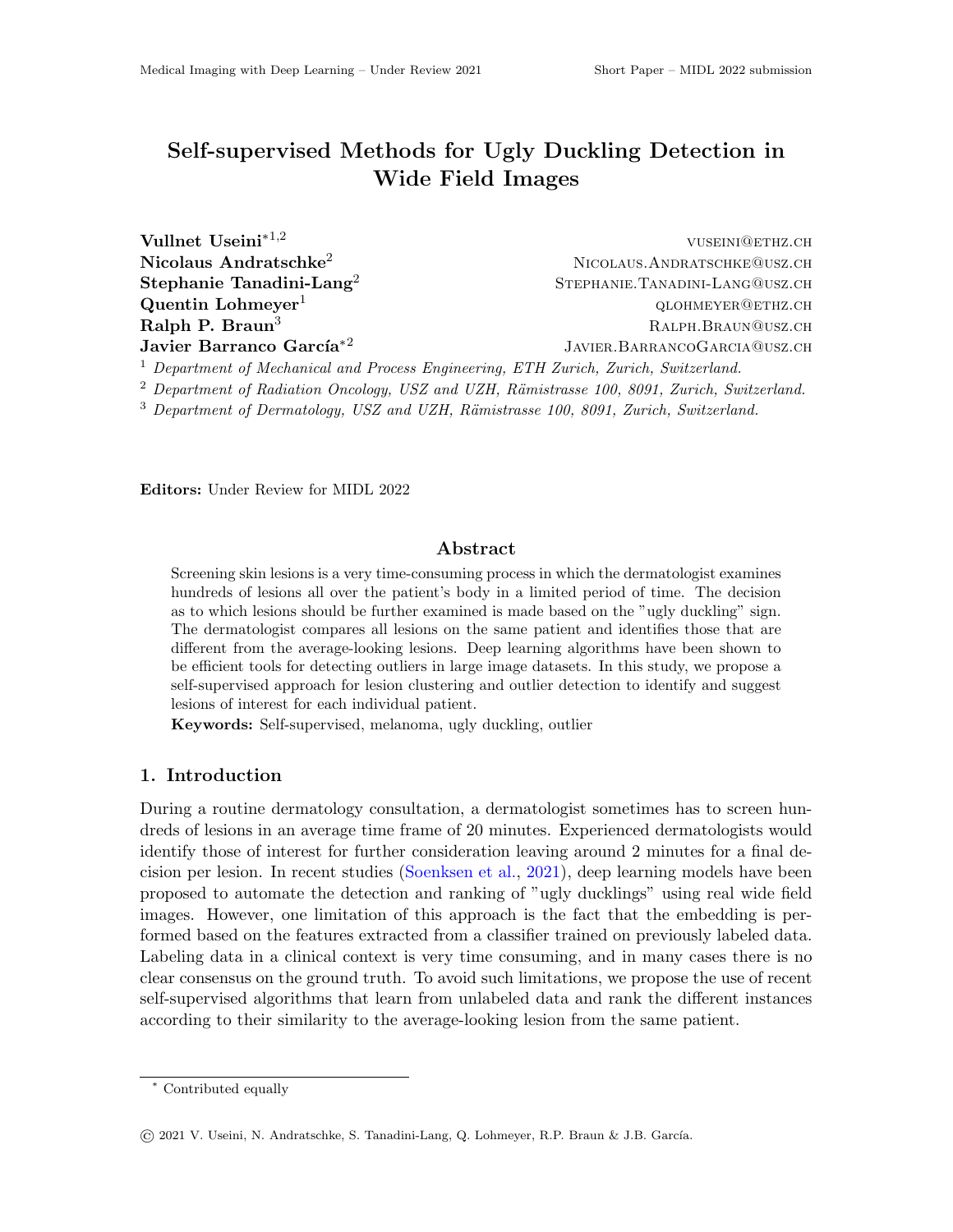# Self-supervised Methods for Ugly Duckling Detection in Wide Field Images

**Vullnet Useini**[*1,2] vuseini@ethz.ch
**Nicolaus Andratschke**[2] Nicolaus.Andratschke@usz.ch
**Stephanie Tanadini-Lang**[2] Stephanie.Tanadini-Lang@usz.ch
**Quentin Lohmeyer**[1] qlohmeyer@ethz.ch
**Ralph P. Braun**[3] Ralph.Braun@usz.ch
**Javier Barranco García**[*2] Javier.BarrancoGarcia@usz.ch

[1] *Department of Mechanical and Process Engineering, ETH Zurich, Zurich, Switzerland.*
[2] *Department of Radiation Oncology, USZ and UZH, Rämistrasse 100, 8091, Zurich, Switzerland.*
[3] *Department of Dermatology, USZ and UZH, Rämistrasse 100, 8091, Zurich, Switzerland.*

**Editors:** Under Review for MIDL 2022

## Abstract

Screening skin lesions is a very time-consuming process in which the dermatologist examines hundreds of lesions all over the patient's body in a limited period of time. The decision as to which lesions should be further examined is made based on the "ugly duckling" sign. The dermatologist compares all lesions on the same patient and identifies those that are different from the average-looking lesions. Deep learning algorithms have been shown to be efficient tools for detecting outliers in large image datasets. In this study, we propose a self-supervised approach for lesion clustering and outlier detection to identify and suggest lesions of interest for each individual patient.

**Keywords:** Self-supervised, melanoma, ugly duckling, outlier

## 1. Introduction

During a routine dermatology consultation, a dermatologist sometimes has to screen hundreds of lesions in an average time frame of 20 minutes. Experienced dermatologists would identify those of interest for further consideration leaving around 2 minutes for a final decision per lesion. In recent studies (Soenksen et al., 2021), deep learning models have been proposed to automate the detection and ranking of "ugly ducklings" using real wide field images. However, one limitation of this approach is the fact that the embedding is performed based on the features extracted from a classifier trained on previously labeled data. Labeling data in a clinical context is very time consuming, and in many cases there is no clear consensus on the ground truth. To avoid such limitations, we propose the use of recent self-supervised algorithms that learn from unlabeled data and rank the different instances according to their similarity to the average-looking lesion from the same patient.

[*] Contributed equally

© 2021 V. Useini, N. Andratschke, S. Tanadini-Lang, Q. Lohmeyer, R.P. Braun & J.B. García.